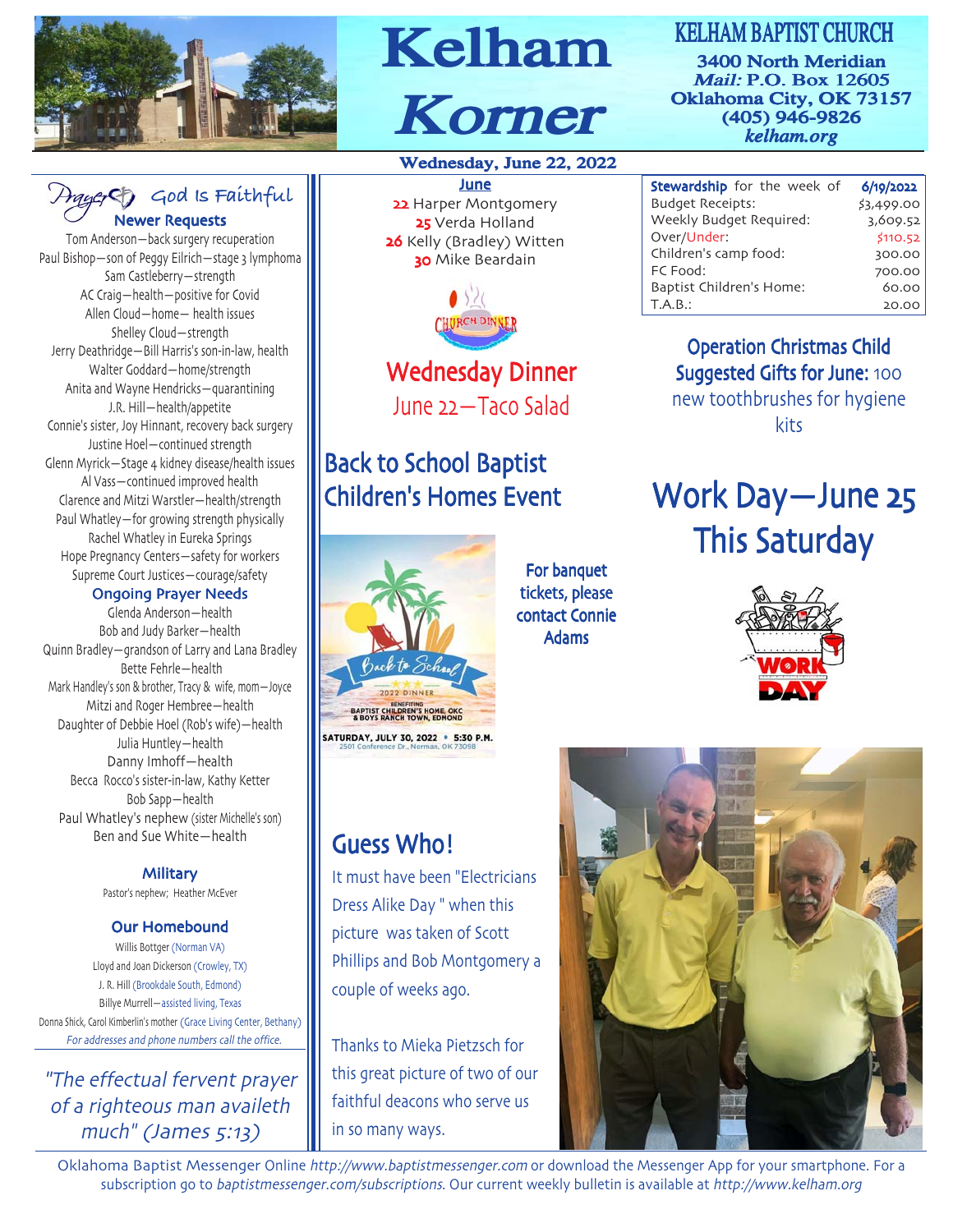# Kelham Korner

## KELHAM BAPTIST CHURCH

**3400 North Meridian**
***Mail:* P.O. Box 12605**
**Oklahoma City, OK 73157**
**(405) 946-9826**
***kelham.org***

**Wednesday, June 22, 2022**

## Prayer — God Is Faithful

### Newer Requests

Tom Anderson—back surgery recuperation
Paul Bishop—son of Peggy Eilrich—stage 3 lymphoma
Sam Castleberry—strength
AC Craig—health—positive for Covid
Allen Cloud—home— health issues
Shelley Cloud—strength
Jerry Deathridge—Bill Harris's son-in-law, health
Walter Goddard—home/strength
Anita and Wayne Hendricks—quarantining
J.R. Hill—health/appetite
Connie's sister, Joy Hinnant, recovery back surgery
Justine Hoel—continued strength
Glenn Myrick—Stage 4 kidney disease/health issues
Al Vass—continued improved health
Clarence and Mitzi Warstler—health/strength
Paul Whatley—for growing strength physically
Rachel Whatley in Eureka Springs
Hope Pregnancy Centers—safety for workers
Supreme Court Justices—courage/safety

### Ongoing Prayer Needs

Glenda Anderson—health
Bob and Judy Barker—health
Quinn Bradley—grandson of Larry and Lana Bradley
Bette Fehrle—health
Mark Handley's son & brother, Tracy & wife, mom—Joyce
Mitzi and Roger Hembree—health
Daughter of Debbie Hoel (Rob's wife)—health
Julia Huntley—health
Danny Imhoff—health
Becca Rocco's sister-in-law, Kathy Ketter
Bob Sapp—health
Paul Whatley's nephew (sister Michelle's son)
Ben and Sue White—health

### Military

Pastor's nephew; Heather McEver

### Our Homebound

Willis Bottger (Norman VA)
Lloyd and Joan Dickerson (Crowley, TX)
J. R. Hill (Brookdale South, Edmond)
Billye Murrell—assisted living, Texas
Donna Shick, Carol Kimberlin's mother (Grace Living Center, Bethany)
*For addresses and phone numbers call the office.*

*"The effectual fervent prayer of a righteous man availeth much" (James 5:13)*

## June

**22** Harper Montgomery
**25** Verda Holland
**26** Kelly (Bradley) Witten
**30** Mike Beardain

## Wednesday Dinner

June 22—Taco Salad

## Back to School Baptist Children's Homes Event

Back to School 2022 Dinner
Benefiting Baptist Children's Home, OKC & Boys Ranch Town, Edmond
SATURDAY, JULY 30, 2022 • 5:30 P.M.
2501 Conference Dr., Norman, OK 73069

For banquet tickets, please contact Connie Adams

## Guess Who!

It must have been "Electricians Dress Alike Day " when this picture was taken of Scott Phillips and Bob Montgomery a couple of weeks ago.

Thanks to Mieka Pietzsch for this great picture of two of our faithful deacons who serve us in so many ways.

| **Stewardship** for the week of | **6/19/2022** |
|---|---|
| Budget Receipts: | $3,499.00 |
| Weekly Budget Required: | 3,609.52 |
| Over/Under: | $110.52 |
| Children's camp food: | 300.00 |
| FC Food: | 700.00 |
| Baptist Children's Home: | 60.00 |
| T.A.B.: | 20.00 |

## Operation Christmas Child Suggested Gifts for June:

100 new toothbrushes for hygiene kits

## Work Day—June 25 This Saturday

Oklahoma Baptist Messenger Online *http://www.baptistmessenger.com* or download the Messenger App for your smartphone. For a subscription go to *baptistmessenger.com/subscriptions*. Our current weekly bulletin is available at *http://www.kelham.org*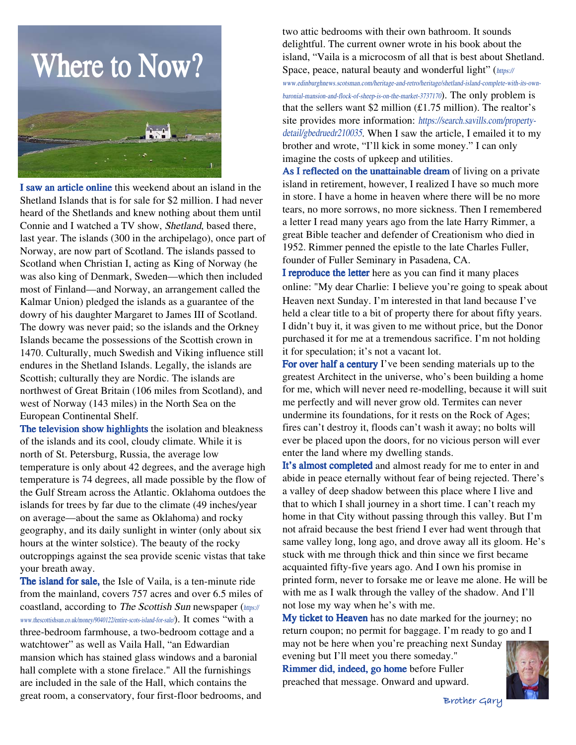# Where to Now?

**I saw an article online** this weekend about an island in the Shetland Islands that is for sale for $2 million. I had never heard of the Shetlands and knew nothing about them until Connie and I watched a TV show, *Shetland*, based there, last year. The islands (300 in the archipelago), once part of Norway, are now part of Scotland. The islands passed to Scotland when Christian I, acting as King of Norway (he was also king of Denmark, Sweden—which then included most of Finland—and Norway, an arrangement called the Kalmar Union) pledged the islands as a guarantee of the dowry of his daughter Margaret to James III of Scotland. The dowry was never paid; so the islands and the Orkney Islands became the possessions of the Scottish crown in 1470. Culturally, much Swedish and Viking influence still endures in the Shetland Islands. Legally, the islands are Scottish; culturally they are Nordic. The islands are northwest of Great Britain (106 miles from Scotland), and west of Norway (143 miles) in the North Sea on the European Continental Shelf.

**The television show highlights** the isolation and bleakness of the islands and its cool, cloudy climate. While it is north of St. Petersburg, Russia, the average low temperature is only about 42 degrees, and the average high temperature is 74 degrees, all made possible by the flow of the Gulf Stream across the Atlantic. Oklahoma outdoes the islands for trees by far due to the climate (49 inches/year on average—about the same as Oklahoma) and rocky geography, and its daily sunlight in winter (only about six hours at the winter solstice). The beauty of the rocky outcroppings against the sea provide scenic vistas that take your breath away.

**The island for sale,** the Isle of Vaila, is a ten-minute ride from the mainland, covers 757 acres and over 6.5 miles of coastland, according to *The Scottish Sun* newspaper (https://www.thescottishsun.co.uk/money/9040122/entire-scots-island-for-sale/). It comes "with a three-bedroom farmhouse, a two-bedroom cottage and a watchtower" as well as Vaila Hall, "an Edwardian mansion which has stained glass windows and a baronial hall complete with a stone firelace." All the furnishings are included in the sale of the Hall, which contains the great room, a conservatory, four first-floor bedrooms, and two attic bedrooms with their own bathroom. It sounds delightful. The current owner wrote in his book about the island, "Vaila is a microcosm of all that is best about Shetland. Space, peace, natural beauty and wonderful light" (https://www.edinburghnews.scotsman.com/heritage-and-retro/heritage/shetland-island-complete-with-its-own-baronial-mansion-and-flock-of-sheep-is-on-the-market-3737170). The only problem is that the sellers want $2 million (£1.75 million). The realtor's site provides more information: https://search.savills.com/property-detail/gbedruedr210035. When I saw the article, I emailed it to my brother and wrote, "I'll kick in some money." I can only imagine the costs of upkeep and utilities.

**As I reflected on the unattainable dream** of living on a private island in retirement, however, I realized I have so much more in store. I have a home in heaven where there will be no more tears, no more sorrows, no more sickness. Then I remembered a letter I read many years ago from the late Harry Rimmer, a great Bible teacher and defender of Creationism who died in 1952. Rimmer penned the epistle to the late Charles Fuller, founder of Fuller Seminary in Pasadena, CA.

**I reproduce the letter** here as you can find it many places online: "My dear Charlie: I believe you're going to speak about Heaven next Sunday. I'm interested in that land because I've held a clear title to a bit of property there for about fifty years. I didn't buy it, it was given to me without price, but the Donor purchased it for me at a tremendous sacrifice. I'm not holding it for speculation; it's not a vacant lot.

**For over half a century** I've been sending materials up to the greatest Architect in the universe, who's been building a home for me, which will never need re-modelling, because it will suit me perfectly and will never grow old. Termites can never undermine its foundations, for it rests on the Rock of Ages; fires can't destroy it, floods can't wash it away; no bolts will ever be placed upon the doors, for no vicious person will ever enter the land where my dwelling stands.

**It's almost completed** and almost ready for me to enter in and abide in peace eternally without fear of being rejected. There's a valley of deep shadow between this place where I live and that to which I shall journey in a short time. I can't reach my home in that City without passing through this valley. But I'm not afraid because the best friend I ever had went through that same valley long, long ago, and drove away all its gloom. He's stuck with me through thick and thin since we first became acquainted fifty-five years ago. And I own his promise in printed form, never to forsake me or leave me alone. He will be with me as I walk through the valley of the shadow. And I'll not lose my way when he's with me.

**My ticket to Heaven** has no date marked for the journey; no return coupon; no permit for baggage. I'm ready to go and I may not be here when you're preaching next Sunday evening but I'll meet you there someday."

**Rimmer did, indeed, go home** before Fuller preached that message. Onward and upward.

Brother Gary